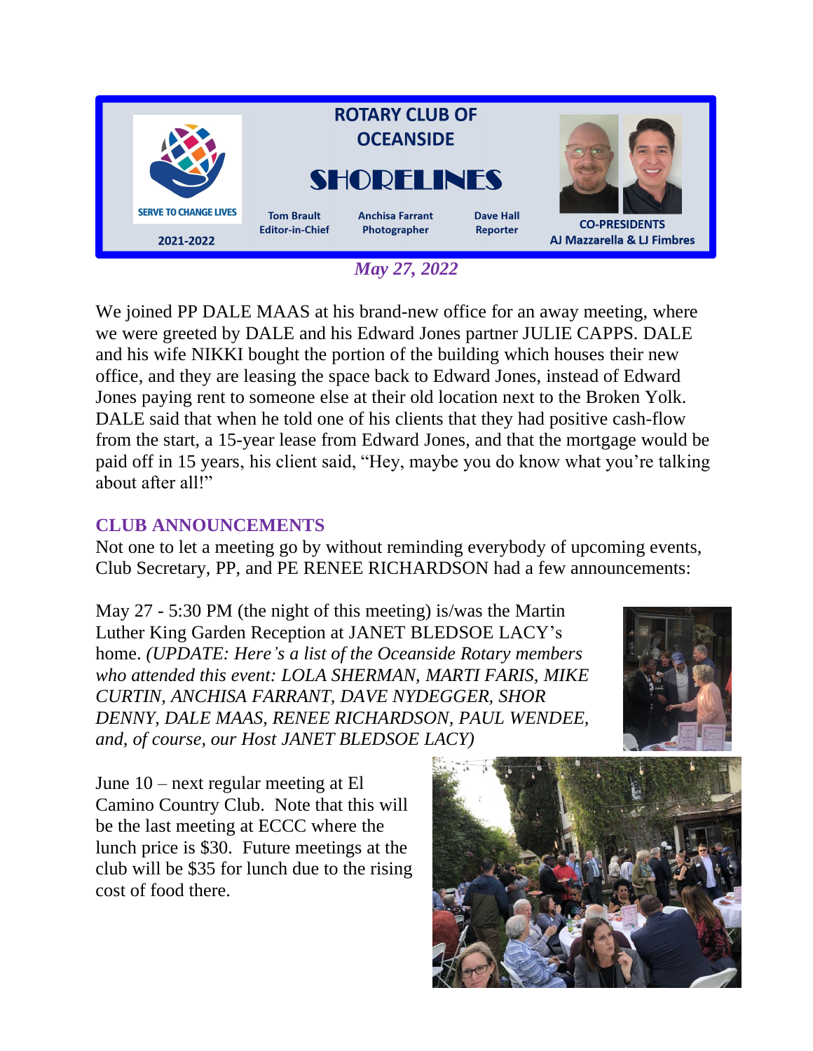# ROTARY CLUB OF OCEANSIDE

# SHORELINES

SERVE TO CHANGE LIVES

2021-2022

Tom Brault
Editor-in-Chief

Anchisa Farrant
Photographer

Dave Hall
Reporter

CO-PRESIDENTS
AJ Mazzarella & LJ Fimbres

*May 27, 2022*

We joined PP DALE MAAS at his brand-new office for an away meeting, where we were greeted by DALE and his Edward Jones partner JULIE CAPPS. DALE and his wife NIKKI bought the portion of the building which houses their new office, and they are leasing the space back to Edward Jones, instead of Edward Jones paying rent to someone else at their old location next to the Broken Yolk. DALE said that when he told one of his clients that they had positive cash-flow from the start, a 15-year lease from Edward Jones, and that the mortgage would be paid off in 15 years, his client said, "Hey, maybe you do know what you're talking about after all!"

## CLUB ANNOUNCEMENTS

Not one to let a meeting go by without reminding everybody of upcoming events, Club Secretary, PP, and PE RENEE RICHARDSON had a few announcements:

May 27 - 5:30 PM (the night of this meeting) is/was the Martin Luther King Garden Reception at JANET BLEDSOE LACY's home. *(UPDATE: Here's a list of the Oceanside Rotary members who attended this event: LOLA SHERMAN, MARTI FARIS, MIKE CURTIN, ANCHISA FARRANT, DAVE NYDEGGER, SHOR DENNY, DALE MAAS, RENEE RICHARDSON, PAUL WENDEE, and, of course, our Host JANET BLEDSOE LACY)*

June 10 – next regular meeting at El Camino Country Club. Note that this will be the last meeting at ECCC where the lunch price is $30. Future meetings at the club will be $35 for lunch due to the rising cost of food there.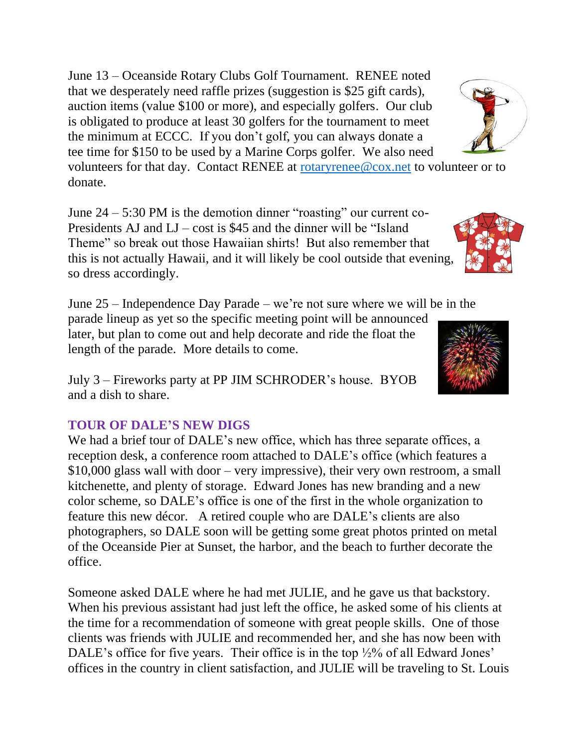June 13 – Oceanside Rotary Clubs Golf Tournament. RENEE noted that we desperately need raffle prizes (suggestion is $25 gift cards), auction items (value $100 or more), and especially golfers. Our club is obligated to produce at least 30 golfers for the tournament to meet the minimum at ECCC. If you don't golf, you can always donate a tee time for $150 to be used by a Marine Corps golfer. We also need volunteers for that day. Contact RENEE at [rotaryrenee@cox.net](mailto:rotaryrenee@cox.net) to volunteer or to donate.

June 24 – 5:30 PM is the demotion dinner "roasting" our current co-Presidents AJ and LJ – cost is $45 and the dinner will be "Island Theme" so break out those Hawaiian shirts! But also remember that this is not actually Hawaii, and it will likely be cool outside that evening, so dress accordingly.

June 25 – Independence Day Parade – we're not sure where we will be in the parade lineup as yet so the specific meeting point will be announced later, but plan to come out and help decorate and ride the float the length of the parade. More details to come.

July 3 – Fireworks party at PP JIM SCHRODER's house. BYOB and a dish to share.

## TOUR OF DALE'S NEW DIGS

We had a brief tour of DALE's new office, which has three separate offices, a reception desk, a conference room attached to DALE's office (which features a $10,000 glass wall with door – very impressive), their very own restroom, a small kitchenette, and plenty of storage. Edward Jones has new branding and a new color scheme, so DALE's office is one of the first in the whole organization to feature this new décor. A retired couple who are DALE's clients are also photographers, so DALE soon will be getting some great photos printed on metal of the Oceanside Pier at Sunset, the harbor, and the beach to further decorate the office.

Someone asked DALE where he had met JULIE, and he gave us that backstory. When his previous assistant had just left the office, he asked some of his clients at the time for a recommendation of someone with great people skills. One of those clients was friends with JULIE and recommended her, and she has now been with DALE's office for five years. Their office is in the top ½% of all Edward Jones' offices in the country in client satisfaction, and JULIE will be traveling to St. Louis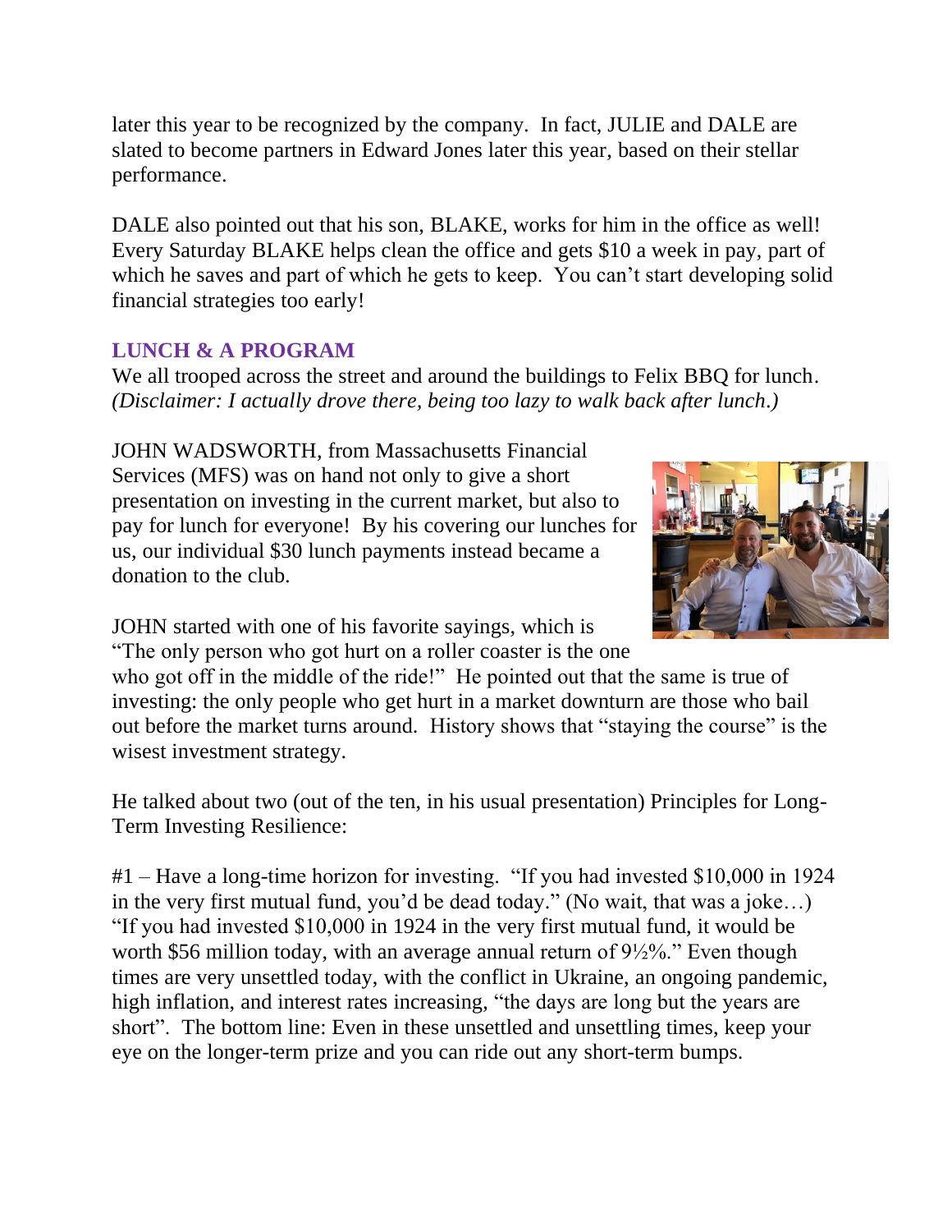later this year to be recognized by the company. In fact, JULIE and DALE are slated to become partners in Edward Jones later this year, based on their stellar performance.

DALE also pointed out that his son, BLAKE, works for him in the office as well! Every Saturday BLAKE helps clean the office and gets $10 a week in pay, part of which he saves and part of which he gets to keep. You can't start developing solid financial strategies too early!

## LUNCH & A PROGRAM

We all trooped across the street and around the buildings to Felix BBQ for lunch. *(Disclaimer: I actually drove there, being too lazy to walk back after lunch.)*

JOHN WADSWORTH, from Massachusetts Financial Services (MFS) was on hand not only to give a short presentation on investing in the current market, but also to pay for lunch for everyone! By his covering our lunches for us, our individual $30 lunch payments instead became a donation to the club.

JOHN started with one of his favorite sayings, which is "The only person who got hurt on a roller coaster is the one who got off in the middle of the ride!" He pointed out that the same is true of investing: the only people who get hurt in a market downturn are those who bail out before the market turns around. History shows that "staying the course" is the wisest investment strategy.

He talked about two (out of the ten, in his usual presentation) Principles for Long-Term Investing Resilience:

#1 – Have a long-time horizon for investing. "If you had invested $10,000 in 1924 in the very first mutual fund, you'd be dead today." (No wait, that was a joke…) "If you had invested $10,000 in 1924 in the very first mutual fund, it would be worth $56 million today, with an average annual return of 9½%." Even though times are very unsettled today, with the conflict in Ukraine, an ongoing pandemic, high inflation, and interest rates increasing, "the days are long but the years are short". The bottom line: Even in these unsettled and unsettling times, keep your eye on the longer-term prize and you can ride out any short-term bumps.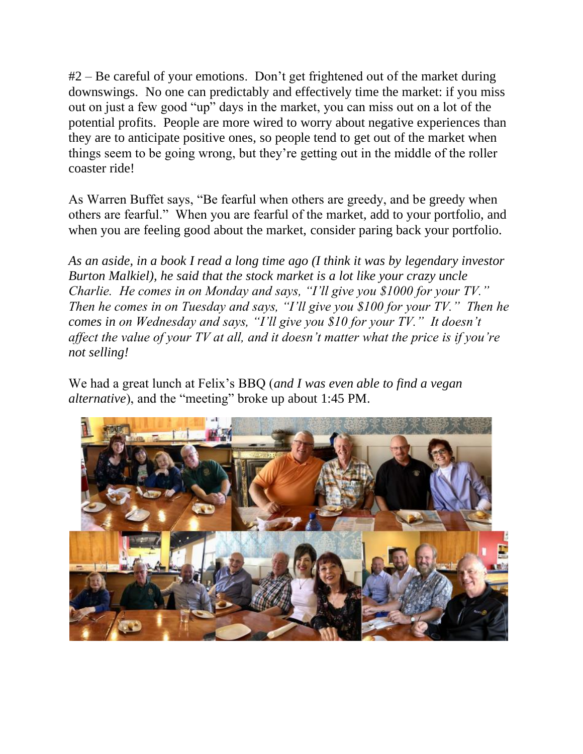#2 – Be careful of your emotions. Don't get frightened out of the market during downswings. No one can predictably and effectively time the market: if you miss out on just a few good "up" days in the market, you can miss out on a lot of the potential profits. People are more wired to worry about negative experiences than they are to anticipate positive ones, so people tend to get out of the market when things seem to be going wrong, but they're getting out in the middle of the roller coaster ride!

As Warren Buffet says, "Be fearful when others are greedy, and be greedy when others are fearful." When you are fearful of the market, add to your portfolio, and when you are feeling good about the market, consider paring back your portfolio.

*As an aside, in a book I read a long time ago (I think it was by legendary investor Burton Malkiel), he said that the stock market is a lot like your crazy uncle Charlie. He comes in on Monday and says, "I'll give you $1000 for your TV." Then he comes in on Tuesday and says, "I'll give you $100 for your TV." Then he comes in on Wednesday and says, "I'll give you $10 for your TV." It doesn't affect the value of your TV at all, and it doesn't matter what the price is if you're not selling!*

We had a great lunch at Felix's BBQ (*and I was even able to find a vegan alternative*), and the "meeting" broke up about 1:45 PM.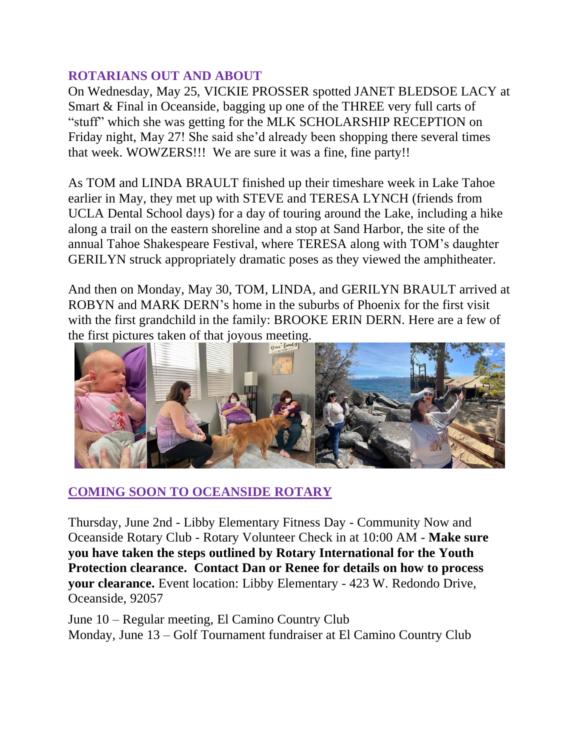## ROTARIANS OUT AND ABOUT

On Wednesday, May 25, VICKIE PROSSER spotted JANET BLEDSOE LACY at Smart & Final in Oceanside, bagging up one of the THREE very full carts of "stuff" which she was getting for the MLK SCHOLARSHIP RECEPTION on Friday night, May 27! She said she'd already been shopping there several times that week. WOWZERS!!! We are sure it was a fine, fine party!!

As TOM and LINDA BRAULT finished up their timeshare week in Lake Tahoe earlier in May, they met up with STEVE and TERESA LYNCH (friends from UCLA Dental School days) for a day of touring around the Lake, including a hike along a trail on the eastern shoreline and a stop at Sand Harbor, the site of the annual Tahoe Shakespeare Festival, where TERESA along with TOM's daughter GERILYN struck appropriately dramatic poses as they viewed the amphitheater.

And then on Monday, May 30, TOM, LINDA, and GERILYN BRAULT arrived at ROBYN and MARK DERN's home in the suburbs of Phoenix for the first visit with the first grandchild in the family: BROOKE ERIN DERN. Here are a few of the first pictures taken of that joyous meeting.

## COMING SOON TO OCEANSIDE ROTARY

Thursday, June 2nd - Libby Elementary Fitness Day - Community Now and Oceanside Rotary Club - Rotary Volunteer Check in at 10:00 AM - **Make sure you have taken the steps outlined by Rotary International for the Youth Protection clearance. Contact Dan or Renee for details on how to process your clearance.** Event location: Libby Elementary - 423 W. Redondo Drive, Oceanside, 92057

June 10 – Regular meeting, El Camino Country Club
Monday, June 13 – Golf Tournament fundraiser at El Camino Country Club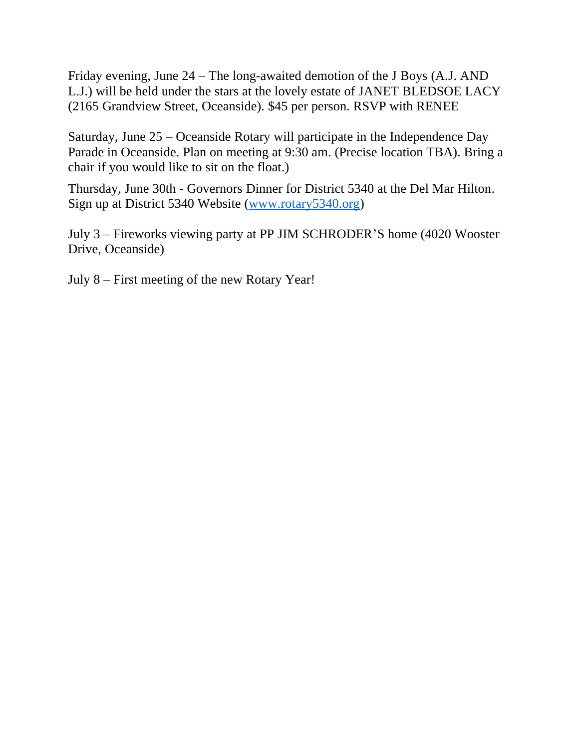Friday evening, June 24 – The long-awaited demotion of the J Boys (A.J. AND L.J.) will be held under the stars at the lovely estate of JANET BLEDSOE LACY (2165 Grandview Street, Oceanside). $45 per person. RSVP with RENEE

Saturday, June 25 – Oceanside Rotary will participate in the Independence Day Parade in Oceanside. Plan on meeting at 9:30 am. (Precise location TBA). Bring a chair if you would like to sit on the float.)

Thursday, June 30th - Governors Dinner for District 5340 at the Del Mar Hilton. Sign up at District 5340 Website (www.rotary5340.org)

July 3 – Fireworks viewing party at PP JIM SCHRODER'S home (4020 Wooster Drive, Oceanside)

July 8 – First meeting of the new Rotary Year!